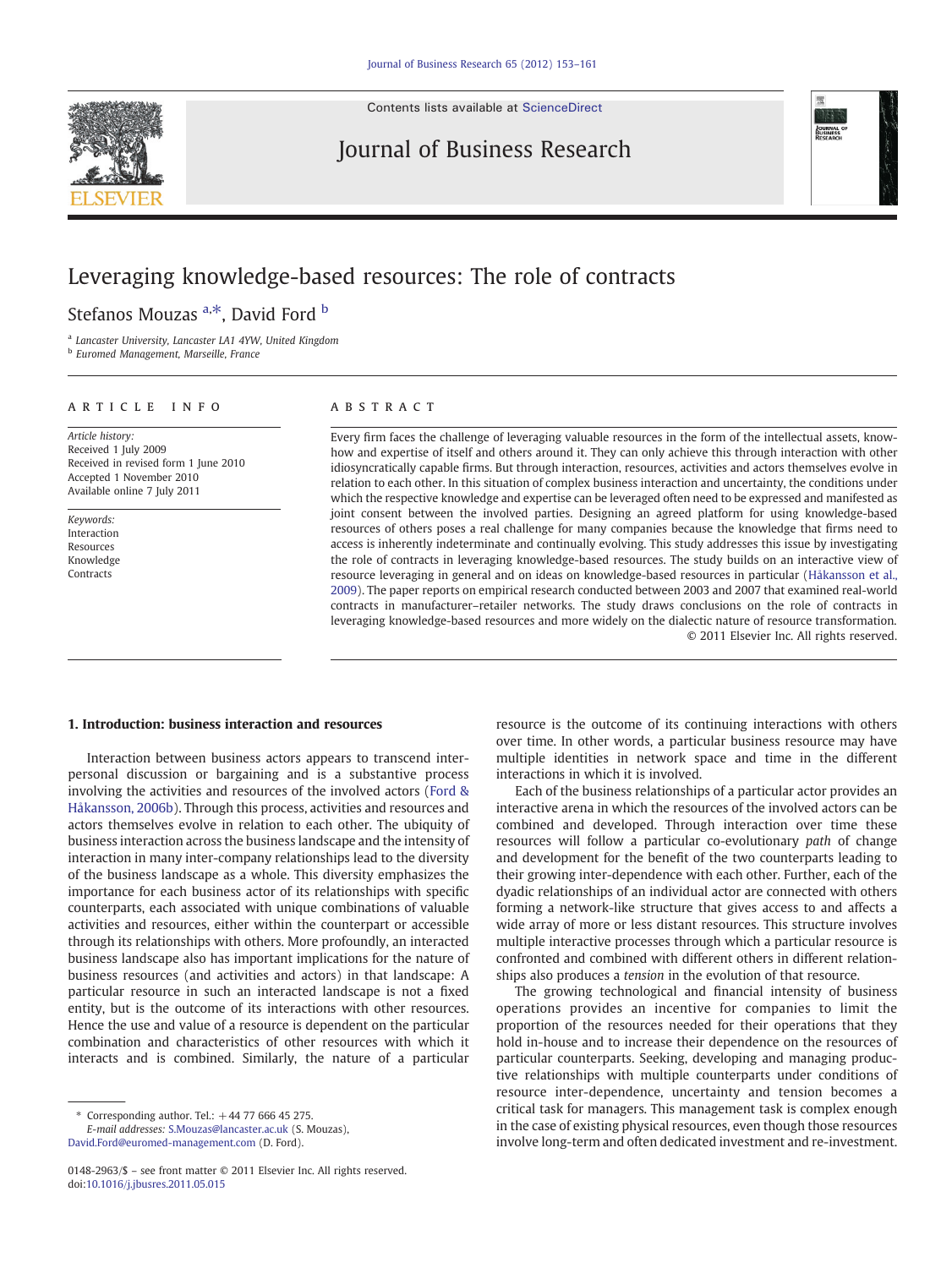Contents lists available at ScienceDirect

Journal of Business Research

# Leveraging knowledge-based resources: The role of contracts

Stefanos Mouzas [a,*], David Ford [b]

[a] Lancaster University, Lancaster LA1 4YW, United Kingdom
[b] Euromed Management, Marseille, France

**ARTICLE INFO**

*Article history:*
Received 1 July 2009
Received in revised form 1 June 2010
Accepted 1 November 2010
Available online 7 July 2011

*Keywords:*
Interaction
Resources
Knowledge
Contracts

**ABSTRACT**

Every firm faces the challenge of leveraging valuable resources in the form of the intellectual assets, know-how and expertise of itself and others around it. They can only achieve this through interaction with other idiosyncratically capable firms. But through interaction, resources, activities and actors themselves evolve in relation to each other. In this situation of complex business interaction and uncertainty, the conditions under which the respective knowledge and expertise can be leveraged often need to be expressed and manifested as joint consent between the involved parties. Designing an agreed platform for using knowledge-based resources of others poses a real challenge for many companies because the knowledge that firms need to access is inherently indeterminate and continually evolving. This study addresses this issue by investigating the role of contracts in leveraging knowledge-based resources. The study builds on an interactive view of resource leveraging in general and on ideas on knowledge-based resources in particular (Håkansson et al., 2009). The paper reports on empirical research conducted between 2003 and 2007 that examined real-world contracts in manufacturer–retailer networks. The study draws conclusions on the role of contracts in leveraging knowledge-based resources and more widely on the dialectic nature of resource transformation.

© 2011 Elsevier Inc. All rights reserved.

## 1. Introduction: business interaction and resources

Interaction between business actors appears to transcend interpersonal discussion or bargaining and is a substantive process involving the activities and resources of the involved actors (Ford & Håkansson, 2006b). Through this process, activities and resources and actors themselves evolve in relation to each other. The ubiquity of business interaction across the business landscape and the intensity of interaction in many inter-company relationships lead to the diversity of the business landscape as a whole. This diversity emphasizes the importance for each business actor of its relationships with specific counterparts, each associated with unique combinations of valuable activities and resources, either within the counterpart or accessible through its relationships with others. More profoundly, an interacted business landscape also has important implications for the nature of business resources (and activities and actors) in that landscape: A particular resource in such an interacted landscape is not a fixed entity, but is the outcome of its interactions with other resources. Hence the use and value of a resource is dependent on the particular combination and characteristics of other resources with which it interacts and is combined. Similarly, the nature of a particular resource is the outcome of its continuing interactions with others over time. In other words, a particular business resource may have multiple identities in network space and time in the different interactions in which it is involved.

Each of the business relationships of a particular actor provides an interactive arena in which the resources of the involved actors can be combined and developed. Through interaction over time these resources will follow a particular co-evolutionary *path* of change and development for the benefit of the two counterparts leading to their growing inter-dependence with each other. Further, each of the dyadic relationships of an individual actor are connected with others forming a network-like structure that gives access to and affects a wide array of more or less distant resources. This structure involves multiple interactive processes through which a particular resource is confronted and combined with different others in different relationships also produces a *tension* in the evolution of that resource.

The growing technological and financial intensity of business operations provides an incentive for companies to limit the proportion of the resources needed for their operations that they hold in-house and to increase their dependence on the resources of particular counterparts. Seeking, developing and managing productive relationships with multiple counterparts under conditions of resource inter-dependence, uncertainty and tension becomes a critical task for managers. This management task is complex enough in the case of existing physical resources, even though those resources involve long-term and often dedicated investment and re-investment.

* Corresponding author. Tel.: +44 77 666 45 275.
*E-mail addresses:* S.Mouzas@lancaster.ac.uk (S. Mouzas), David.Ford@euromed-management.com (D. Ford).

0148-2963/$ – see front matter © 2011 Elsevier Inc. All rights reserved.
doi:10.1016/j.jbusres.2011.05.015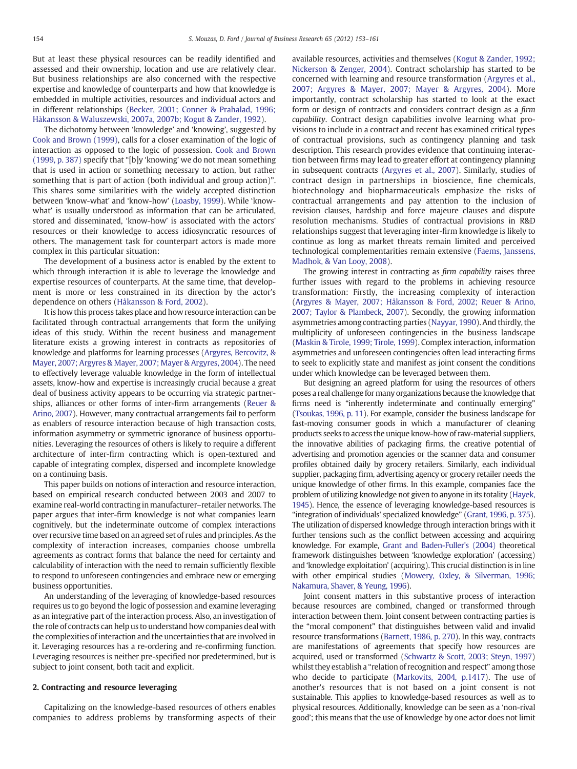But at least these physical resources can be readily identified and assessed and their ownership, location and use are relatively clear. But business relationships are also concerned with the respective expertise and knowledge of counterparts and how that knowledge is embedded in multiple activities, resources and individual actors and in different relationships (Becker, 2001; Conner & Prahalad, 1996; Håkansson & Waluszewski, 2007a, 2007b; Kogut & Zander, 1992).

The dichotomy between 'knowledge' and 'knowing', suggested by Cook and Brown (1999), calls for a closer examination of the logic of interaction as opposed to the logic of possession. Cook and Brown (1999, p. 387) specify that "[b]y 'knowing' we do not mean something that is used in action or something necessary to action, but rather something that is part of action (both individual and group action)". This shares some similarities with the widely accepted distinction between 'know-what' and 'know-how' (Loasby, 1999). While 'know-what' is usually understood as information that can be articulated, stored and disseminated, 'know-how' is associated with the actors' resources or their knowledge to access idiosyncratic resources of others. The management task for counterpart actors is made more complex in this particular situation:

The development of a business actor is enabled by the extent to which through interaction it is able to leverage the knowledge and expertise resources of counterparts. At the same time, that development is more or less constrained in its direction by the actor's dependence on others (Håkansson & Ford, 2002).

It is how this process takes place and how resource interaction can be facilitated through contractual arrangements that form the unifying ideas of this study. Within the recent business and management literature exists a growing interest in contracts as repositories of knowledge and platforms for learning processes (Argyres, Bercovitz, & Mayer, 2007; Argyres & Mayer, 2007; Mayer & Argyres, 2004). The need to effectively leverage valuable knowledge in the form of intellectual assets, know-how and expertise is increasingly crucial because a great deal of business activity appears to be occurring via strategic partnerships, alliances or other forms of inter-firm arrangements (Reuer & Arino, 2007). However, many contractual arrangements fail to perform as enablers of resource interaction because of high transaction costs, information asymmetry or symmetric ignorance of business opportunities. Leveraging the resources of others is likely to require a different architecture of inter-firm contracting which is open-textured and capable of integrating complex, dispersed and incomplete knowledge on a continuing basis.

This paper builds on notions of interaction and resource interaction, based on empirical research conducted between 2003 and 2007 to examine real-world contracting in manufacturer–retailer networks. The paper argues that inter-firm knowledge is not what companies learn cognitively, but the indeterminate outcome of complex interactions over recursive time based on an agreed set of rules and principles. As the complexity of interaction increases, companies choose umbrella agreements as contract forms that balance the need for certainty and calculability of interaction with the need to remain sufficiently flexible to respond to unforeseen contingencies and embrace new or emerging business opportunities.

An understanding of the leveraging of knowledge-based resources requires us to go beyond the logic of possession and examine leveraging as an integrative part of the interaction process. Also, an investigation of the role of contracts can help us to understand how companies deal with the complexities of interaction and the uncertainties that are involved in it. Leveraging resources has a re-ordering and re-confirming function. Leveraging resources is neither pre-specified nor predetermined, but is subject to joint consent, both tacit and explicit.

## 2. Contracting and resource leveraging

Capitalizing on the knowledge-based resources of others enables companies to address problems by transforming aspects of their available resources, activities and themselves (Kogut & Zander, 1992; Nickerson & Zenger, 2004). Contract scholarship has started to be concerned with learning and resource transformation (Argyres et al., 2007; Argyres & Mayer, 2007; Mayer & Argyres, 2004). More importantly, contract scholarship has started to look at the exact form or design of contracts and considers contract design as a *firm capability*. Contract design capabilities involve learning what provisions to include in a contract and recent has examined critical types of contractual provisions, such as contingency planning and task description. This research provides evidence that continuing interaction between firms may lead to greater effort at contingency planning in subsequent contracts (Argyres et al., 2007). Similarly, studies of contract design in partnerships in bioscience, fine chemicals, biotechnology and biopharmaceuticals emphasize the risks of contractual arrangements and pay attention to the inclusion of revision clauses, hardship and force majeure clauses and dispute resolution mechanisms. Studies of contractual provisions in R&D relationships suggest that leveraging inter-firm knowledge is likely to continue as long as market threats remain limited and perceived technological complementarities remain extensive (Faems, Janssens, Madhok, & Van Looy, 2008).

The growing interest in contracting as *firm capability* raises three further issues with regard to the problems in achieving resource transformation: Firstly, the increasing complexity of interaction (Argyres & Mayer, 2007; Håkansson & Ford, 2002; Reuer & Arino, 2007; Taylor & Plambeck, 2007). Secondly, the growing information asymmetries among contracting parties (Nayyar, 1990). And thirdly, the multiplicity of unforeseen contingencies in the business landscape (Maskin & Tirole, 1999; Tirole, 1999). Complex interaction, information asymmetries and unforeseen contingencies often lead interacting firms to seek to explicitly state and manifest as joint consent the conditions under which knowledge can be leveraged between them.

But designing an agreed platform for using the resources of others poses a real challenge for many organizations because the knowledge that firms need is "inherently indeterminate and continually emerging" (Tsoukas, 1996, p. 11). For example, consider the business landscape for fast-moving consumer goods in which a manufacturer of cleaning products seeks to access the unique know-how of raw-material suppliers, the innovative abilities of packaging firms, the creative potential of advertising and promotion agencies or the scanner data and consumer profiles obtained daily by grocery retailers. Similarly, each individual supplier, packaging firm, advertising agency or grocery retailer needs the unique knowledge of other firms. In this example, companies face the problem of utilizing knowledge not given to anyone in its totality (Hayek, 1945). Hence, the essence of leveraging knowledge-based resources is "integration of individuals' specialized knowledge" (Grant, 1996, p. 375). The utilization of dispersed knowledge through interaction brings with it further tensions such as the conflict between accessing and acquiring knowledge. For example, Grant and Baden-Fuller's (2004) theoretical framework distinguishes between 'knowledge exploration' (accessing) and 'knowledge exploitation' (acquiring). This crucial distinction is in line with other empirical studies (Mowery, Oxley, & Silverman, 1996; Nakamura, Shaver, & Yeung, 1996).

Joint consent matters in this substantive process of interaction because resources are combined, changed or transformed through interaction between them. Joint consent between contracting parties is the "moral component" that distinguishes between valid and invalid resource transformations (Barnett, 1986, p. 270). In this way, contracts are manifestations of agreements that specify how resources are acquired, used or transformed (Schwartz & Scott, 2003; Steyn, 1997) whilst they establish a "relation of recognition and respect" among those who decide to participate (Markovits, 2004, p.1417). The use of another's resources that is not based on a joint consent is not sustainable. This applies to knowledge-based resources as well as to physical resources. Additionally, knowledge can be seen as a 'non-rival good'; this means that the use of knowledge by one actor does not limit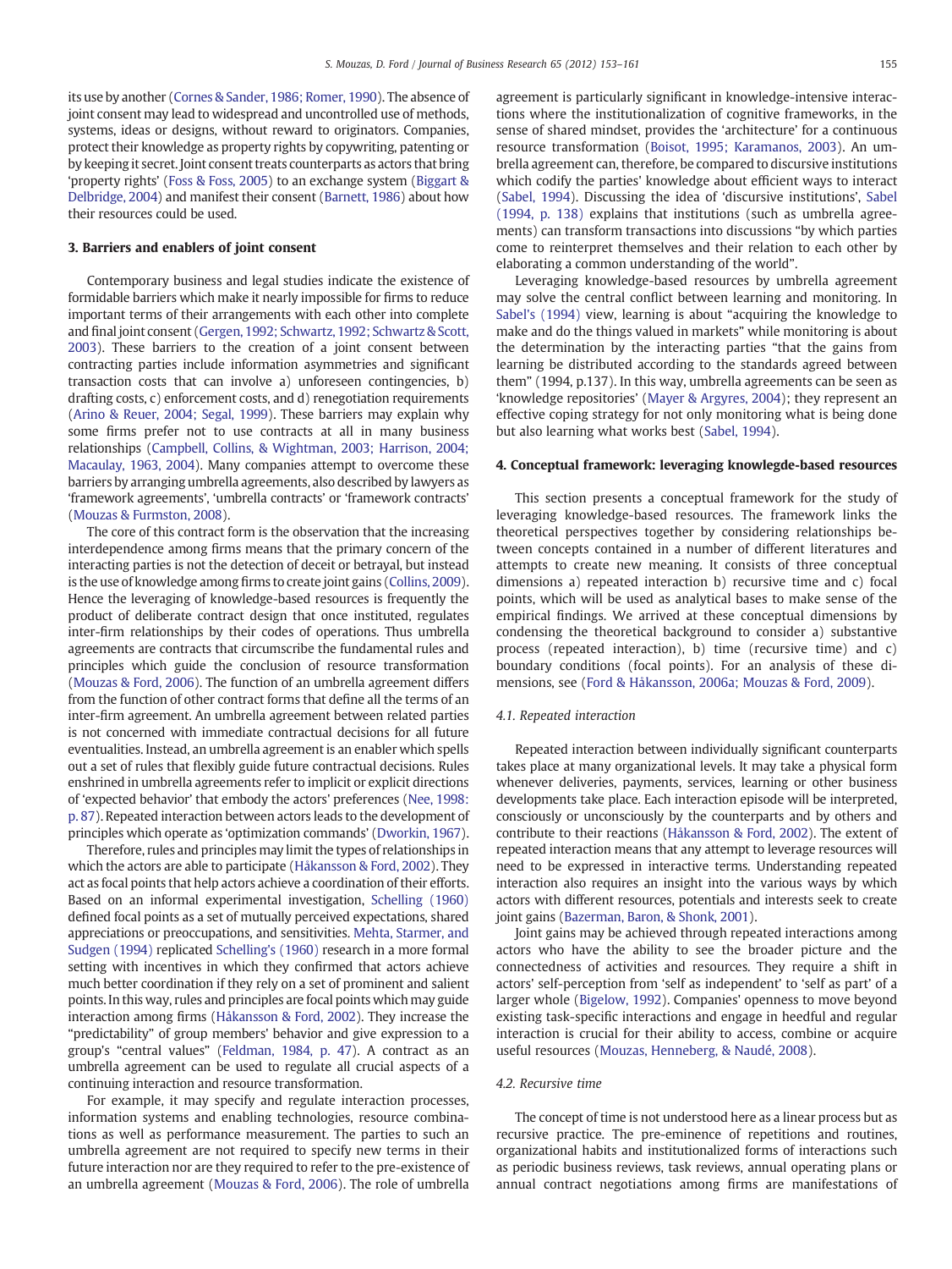its use by another (Cornes & Sander, 1986; Romer, 1990). The absence of joint consent may lead to widespread and uncontrolled use of methods, systems, ideas or designs, without reward to originators. Companies, protect their knowledge as property rights by copywriting, patenting or by keeping it secret. Joint consent treats counterparts as actors that bring 'property rights' (Foss & Foss, 2005) to an exchange system (Biggart & Delbridge, 2004) and manifest their consent (Barnett, 1986) about how their resources could be used.

## 3. Barriers and enablers of joint consent

Contemporary business and legal studies indicate the existence of formidable barriers which make it nearly impossible for firms to reduce important terms of their arrangements with each other into complete and final joint consent (Gergen, 1992; Schwartz, 1992; Schwartz & Scott, 2003). These barriers to the creation of a joint consent between contracting parties include information asymmetries and significant transaction costs that can involve a) unforeseen contingencies, b) drafting costs, c) enforcement costs, and d) renegotiation requirements (Arino & Reuer, 2004; Segal, 1999). These barriers may explain why some firms prefer not to use contracts at all in many business relationships (Campbell, Collins, & Wightman, 2003; Harrison, 2004; Macaulay, 1963, 2004). Many companies attempt to overcome these barriers by arranging umbrella agreements, also described by lawyers as 'framework agreements', 'umbrella contracts' or 'framework contracts' (Mouzas & Furmston, 2008).

The core of this contract form is the observation that the increasing interdependence among firms means that the primary concern of the interacting parties is not the detection of deceit or betrayal, but instead is the use of knowledge among firms to create joint gains (Collins, 2009). Hence the leveraging of knowledge-based resources is frequently the product of deliberate contract design that once instituted, regulates inter-firm relationships by their codes of operations. Thus umbrella agreements are contracts that circumscribe the fundamental rules and principles which guide the conclusion of resource transformation (Mouzas & Ford, 2006). The function of an umbrella agreement differs from the function of other contract forms that define all the terms of an inter-firm agreement. An umbrella agreement between related parties is not concerned with immediate contractual decisions for all future eventualities. Instead, an umbrella agreement is an enabler which spells out a set of rules that flexibly guide future contractual decisions. Rules enshrined in umbrella agreements refer to implicit or explicit directions of 'expected behavior' that embody the actors' preferences (Nee, 1998: p. 87). Repeated interaction between actors leads to the development of principles which operate as 'optimization commands' (Dworkin, 1967).

Therefore, rules and principles may limit the types of relationships in which the actors are able to participate (Håkansson & Ford, 2002). They act as focal points that help actors achieve a coordination of their efforts. Based on an informal experimental investigation, Schelling (1960) defined focal points as a set of mutually perceived expectations, shared appreciations or preoccupations, and sensitivities. Mehta, Starmer, and Sudgen (1994) replicated Schelling's (1960) research in a more formal setting with incentives in which they confirmed that actors achieve much better coordination if they rely on a set of prominent and salient points. In this way, rules and principles are focal points which may guide interaction among firms (Håkansson & Ford, 2002). They increase the "predictability" of group members' behavior and give expression to a group's "central values" (Feldman, 1984, p. 47). A contract as an umbrella agreement can be used to regulate all crucial aspects of a continuing interaction and resource transformation.

For example, it may specify and regulate interaction processes, information systems and enabling technologies, resource combinations as well as performance measurement. The parties to such an umbrella agreement are not required to specify new terms in their future interaction nor are they required to refer to the pre-existence of an umbrella agreement (Mouzas & Ford, 2006). The role of umbrella agreement is particularly significant in knowledge-intensive interactions where the institutionalization of cognitive frameworks, in the sense of shared mindset, provides the 'architecture' for a continuous resource transformation (Boisot, 1995; Karamanos, 2003). An umbrella agreement can, therefore, be compared to discursive institutions which codify the parties' knowledge about efficient ways to interact (Sabel, 1994). Discussing the idea of 'discursive institutions', Sabel (1994, p. 138) explains that institutions (such as umbrella agreements) can transform transactions into discussions "by which parties come to reinterpret themselves and their relation to each other by elaborating a common understanding of the world".

Leveraging knowledge-based resources by umbrella agreement may solve the central conflict between learning and monitoring. In Sabel's (1994) view, learning is about "acquiring the knowledge to make and do the things valued in markets" while monitoring is about the determination by the interacting parties "that the gains from learning be distributed according to the standards agreed between them" (1994, p.137). In this way, umbrella agreements can be seen as 'knowledge repositories' (Mayer & Argyres, 2004); they represent an effective coping strategy for not only monitoring what is being done but also learning what works best (Sabel, 1994).

## 4. Conceptual framework: leveraging knowlegde-based resources

This section presents a conceptual framework for the study of leveraging knowledge-based resources. The framework links the theoretical perspectives together by considering relationships between concepts contained in a number of different literatures and attempts to create new meaning. It consists of three conceptual dimensions a) repeated interaction b) recursive time and c) focal points, which will be used as analytical bases to make sense of the empirical findings. We arrived at these conceptual dimensions by condensing the theoretical background to consider a) substantive process (repeated interaction), b) time (recursive time) and c) boundary conditions (focal points). For an analysis of these dimensions, see (Ford & Håkansson, 2006a; Mouzas & Ford, 2009).

### 4.1. Repeated interaction

Repeated interaction between individually significant counterparts takes place at many organizational levels. It may take a physical form whenever deliveries, payments, services, learning or other business developments take place. Each interaction episode will be interpreted, consciously or unconsciously by the counterparts and by others and contribute to their reactions (Håkansson & Ford, 2002). The extent of repeated interaction means that any attempt to leverage resources will need to be expressed in interactive terms. Understanding repeated interaction also requires an insight into the various ways by which actors with different resources, potentials and interests seek to create joint gains (Bazerman, Baron, & Shonk, 2001).

Joint gains may be achieved through repeated interactions among actors who have the ability to see the broader picture and the connectedness of activities and resources. They require a shift in actors' self-perception from 'self as independent' to 'self as part' of a larger whole (Bigelow, 1992). Companies' openness to move beyond existing task-specific interactions and engage in heedful and regular interaction is crucial for their ability to access, combine or acquire useful resources (Mouzas, Henneberg, & Naudé, 2008).

### 4.2. Recursive time

The concept of time is not understood here as a linear process but as recursive practice. The pre-eminence of repetitions and routines, organizational habits and institutionalized forms of interactions such as periodic business reviews, task reviews, annual operating plans or annual contract negotiations among firms are manifestations of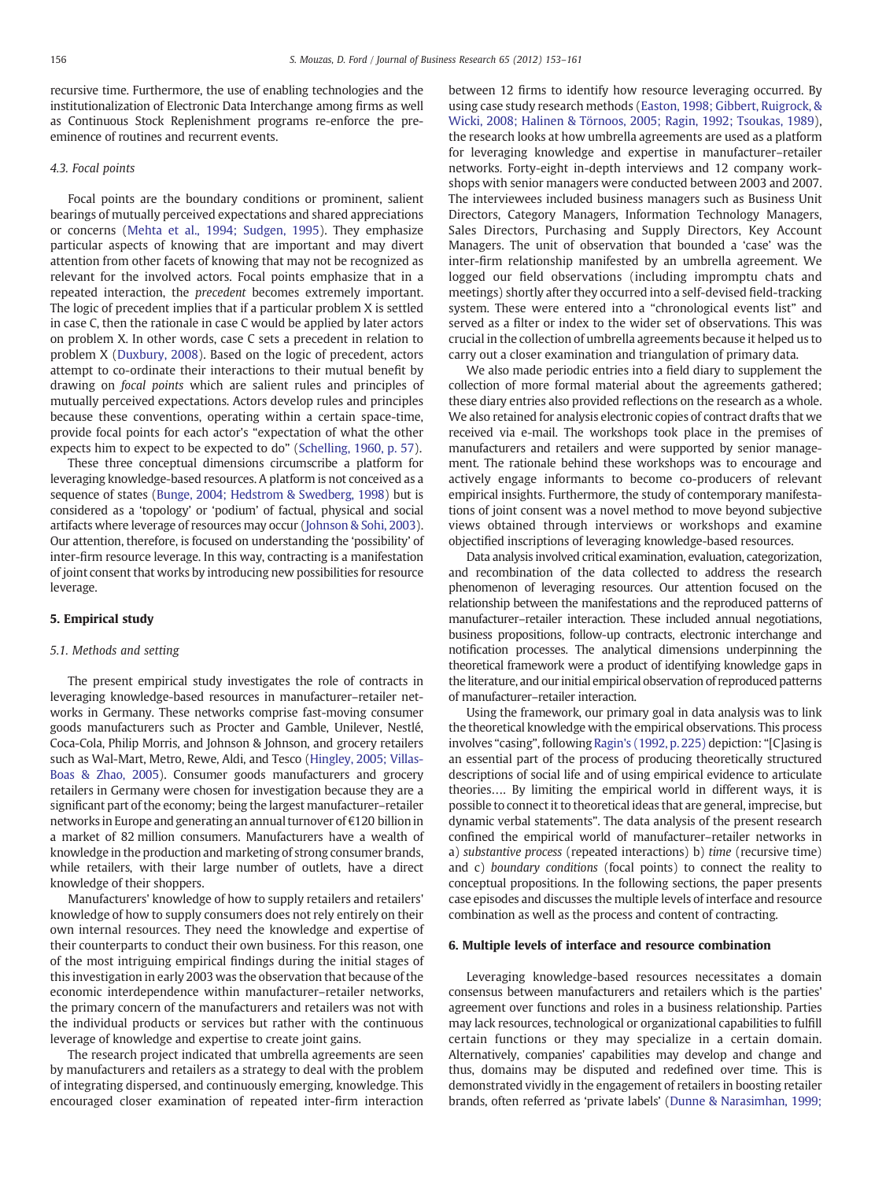recursive time. Furthermore, the use of enabling technologies and the institutionalization of Electronic Data Interchange among firms as well as Continuous Stock Replenishment programs re-enforce the pre-eminence of routines and recurrent events.

### 4.3. Focal points

Focal points are the boundary conditions or prominent, salient bearings of mutually perceived expectations and shared appreciations or concerns (Mehta et al., 1994; Sudgen, 1995). They emphasize particular aspects of knowing that are important and may divert attention from other facets of knowing that may not be recognized as relevant for the involved actors. Focal points emphasize that in a repeated interaction, the *precedent* becomes extremely important. The logic of precedent implies that if a particular problem X is settled in case C, then the rationale in case C would be applied by later actors on problem X. In other words, case C sets a precedent in relation to problem X (Duxbury, 2008). Based on the logic of precedent, actors attempt to co-ordinate their interactions to their mutual benefit by drawing on *focal points* which are salient rules and principles of mutually perceived expectations. Actors develop rules and principles because these conventions, operating within a certain space-time, provide focal points for each actor's "expectation of what the other expects him to expect to be expected to do" (Schelling, 1960, p. 57).

These three conceptual dimensions circumscribe a platform for leveraging knowledge-based resources. A platform is not conceived as a sequence of states (Bunge, 2004; Hedstrom & Swedberg, 1998) but is considered as a 'topology' or 'podium' of factual, physical and social artifacts where leverage of resources may occur (Johnson & Sohi, 2003). Our attention, therefore, is focused on understanding the 'possibility' of inter-firm resource leverage. In this way, contracting is a manifestation of joint consent that works by introducing new possibilities for resource leverage.

## 5. Empirical study

### 5.1. Methods and setting

The present empirical study investigates the role of contracts in leveraging knowledge-based resources in manufacturer–retailer networks in Germany. These networks comprise fast-moving consumer goods manufacturers such as Procter and Gamble, Unilever, Nestlé, Coca-Cola, Philip Morris, and Johnson & Johnson, and grocery retailers such as Wal-Mart, Metro, Rewe, Aldi, and Tesco (Hingley, 2005; Villas-Boas & Zhao, 2005). Consumer goods manufacturers and grocery retailers in Germany were chosen for investigation because they are a significant part of the economy; being the largest manufacturer–retailer networks in Europe and generating an annual turnover of €120 billion in a market of 82 million consumers. Manufacturers have a wealth of knowledge in the production and marketing of strong consumer brands, while retailers, with their large number of outlets, have a direct knowledge of their shoppers.

Manufacturers' knowledge of how to supply retailers and retailers' knowledge of how to supply consumers does not rely entirely on their own internal resources. They need the knowledge and expertise of their counterparts to conduct their own business. For this reason, one of the most intriguing empirical findings during the initial stages of this investigation in early 2003 was the observation that because of the economic interdependence within manufacturer–retailer networks, the primary concern of the manufacturers and retailers was not with the individual products or services but rather with the continuous leverage of knowledge and expertise to create joint gains.

The research project indicated that umbrella agreements are seen by manufacturers and retailers as a strategy to deal with the problem of integrating dispersed, and continuously emerging, knowledge. This encouraged closer examination of repeated inter-firm interaction between 12 firms to identify how resource leveraging occurred. By using case study research methods (Easton, 1998; Gibbert, Ruigrock, & Wicki, 2008; Halinen & Törnoos, 2005; Ragin, 1992; Tsoukas, 1989), the research looks at how umbrella agreements are used as a platform for leveraging knowledge and expertise in manufacturer–retailer networks. Forty-eight in-depth interviews and 12 company workshops with senior managers were conducted between 2003 and 2007. The interviewees included business managers such as Business Unit Directors, Category Managers, Information Technology Managers, Sales Directors, Purchasing and Supply Directors, Key Account Managers. The unit of observation that bounded a 'case' was the inter-firm relationship manifested by an umbrella agreement. We logged our field observations (including impromptu chats and meetings) shortly after they occurred into a self-devised field-tracking system. These were entered into a "chronological events list" and served as a filter or index to the wider set of observations. This was crucial in the collection of umbrella agreements because it helped us to carry out a closer examination and triangulation of primary data.

We also made periodic entries into a field diary to supplement the collection of more formal material about the agreements gathered; these diary entries also provided reflections on the research as a whole. We also retained for analysis electronic copies of contract drafts that we received via e-mail. The workshops took place in the premises of manufacturers and retailers and were supported by senior management. The rationale behind these workshops was to encourage and actively engage informants to become co-producers of relevant empirical insights. Furthermore, the study of contemporary manifestations of joint consent was a novel method to move beyond subjective views obtained through interviews or workshops and examine objectified inscriptions of leveraging knowledge-based resources.

Data analysis involved critical examination, evaluation, categorization, and recombination of the data collected to address the research phenomenon of leveraging resources. Our attention focused on the relationship between the manifestations and the reproduced patterns of manufacturer–retailer interaction. These included annual negotiations, business propositions, follow-up contracts, electronic interchange and notification processes. The analytical dimensions underpinning the theoretical framework were a product of identifying knowledge gaps in the literature, and our initial empirical observation of reproduced patterns of manufacturer–retailer interaction.

Using the framework, our primary goal in data analysis was to link the theoretical knowledge with the empirical observations. This process involves "casing", following Ragin's (1992, p. 225) depiction: "[C]asing is an essential part of the process of producing theoretically structured descriptions of social life and of using empirical evidence to articulate theories…. By limiting the empirical world in different ways, it is possible to connect it to theoretical ideas that are general, imprecise, but dynamic verbal statements". The data analysis of the present research confined the empirical world of manufacturer–retailer networks in a) *substantive process* (repeated interactions) b) *time* (recursive time) and c) *boundary conditions* (focal points) to connect the reality to conceptual propositions. In the following sections, the paper presents case episodes and discusses the multiple levels of interface and resource combination as well as the process and content of contracting.

## 6. Multiple levels of interface and resource combination

Leveraging knowledge-based resources necessitates a domain consensus between manufacturers and retailers which is the parties' agreement over functions and roles in a business relationship. Parties may lack resources, technological or organizational capabilities to fulfill certain functions or they may specialize in a certain domain. Alternatively, companies' capabilities may develop and change and thus, domains may be disputed and redefined over time. This is demonstrated vividly in the engagement of retailers in boosting retailer brands, often referred as 'private labels' (Dunne & Narasimhan, 1999;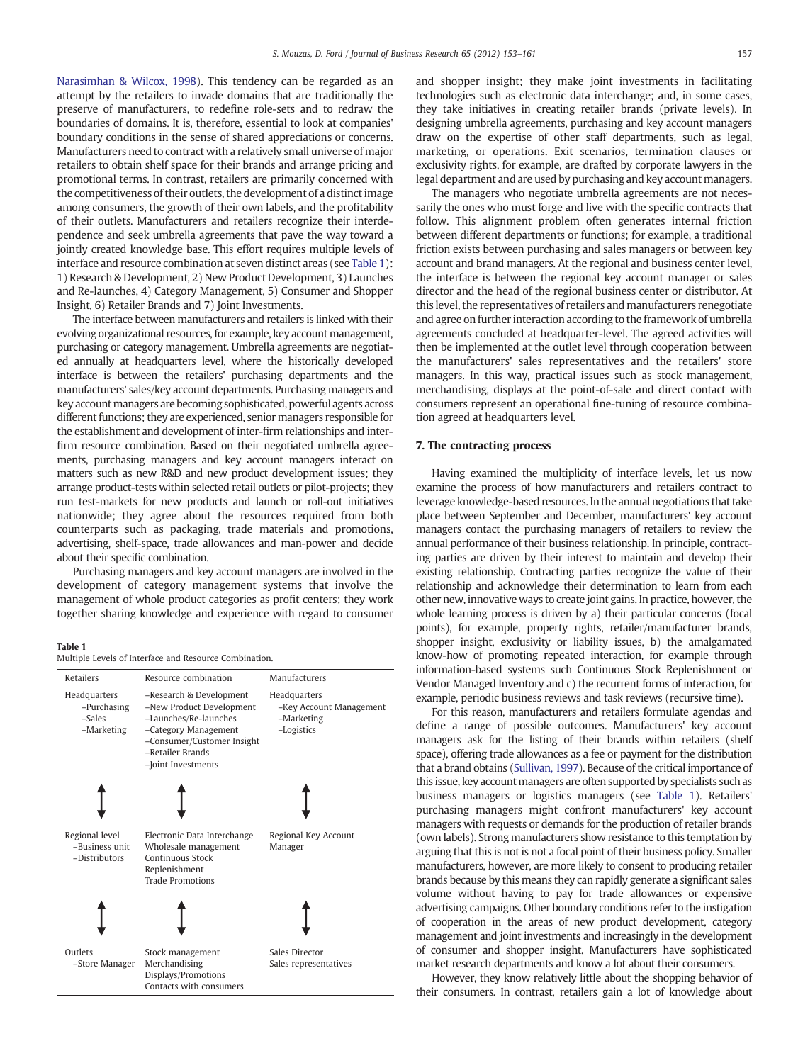Narasimhan & Wilcox, 1998). This tendency can be regarded as an attempt by the retailers to invade domains that are traditionally the preserve of manufacturers, to redefine role-sets and to redraw the boundaries of domains. It is, therefore, essential to look at companies' boundary conditions in the sense of shared appreciations or concerns. Manufacturers need to contract with a relatively small universe of major retailers to obtain shelf space for their brands and arrange pricing and promotional terms. In contrast, retailers are primarily concerned with the competitiveness of their outlets, the development of a distinct image among consumers, the growth of their own labels, and the profitability of their outlets. Manufacturers and retailers recognize their interdependence and seek umbrella agreements that pave the way toward a jointly created knowledge base. This effort requires multiple levels of interface and resource combination at seven distinct areas (see Table 1): 1) Research & Development, 2) New Product Development, 3) Launches and Re-launches, 4) Category Management, 5) Consumer and Shopper Insight, 6) Retailer Brands and 7) Joint Investments.

The interface between manufacturers and retailers is linked with their evolving organizational resources, for example, key account management, purchasing or category management. Umbrella agreements are negotiated annually at headquarters level, where the historically developed interface is between the retailers' purchasing departments and the manufacturers' sales/key account departments. Purchasing managers and key account managers are becoming sophisticated, powerful agents across different functions; they are experienced, senior managers responsible for the establishment and development of inter-firm relationships and inter-firm resource combination. Based on their negotiated umbrella agreements, purchasing managers and key account managers interact on matters such as new R&D and new product development issues; they arrange product-tests within selected retail outlets or pilot-projects; they run test-markets for new products and launch or roll-out initiatives nationwide; they agree about the resources required from both counterparts such as packaging, trade materials and promotions, advertising, shelf-space, trade allowances and man-power and decide about their specific combination.

Purchasing managers and key account managers are involved in the development of category management systems that involve the management of whole product categories as profit centers; they work together sharing knowledge and experience with regard to consumer and shopper insight; they make joint investments in facilitating technologies such as electronic data interchange; and, in some cases, they take initiatives in creating retailer brands (private levels). In designing umbrella agreements, purchasing and key account managers draw on the expertise of other staff departments, such as legal, marketing, or operations. Exit scenarios, termination clauses or exclusivity rights, for example, are drafted by corporate lawyers in the legal department and are used by purchasing and key account managers.

The managers who negotiate umbrella agreements are not necessarily the ones who must forge and live with the specific contracts that follow. This alignment problem often generates internal friction between different departments or functions; for example, a traditional friction exists between purchasing and sales managers or between key account and brand managers. At the regional and business center level, the interface is between the regional key account manager or sales director and the head of the regional business center or distributor. At this level, the representatives of retailers and manufacturers renegotiate and agree on further interaction according to the framework of umbrella agreements concluded at headquarter-level. The agreed activities will then be implemented at the outlet level through cooperation between the manufacturers' sales representatives and the retailers' store managers. In this way, practical issues such as stock management, merchandising, displays at the point-of-sale and direct contact with consumers represent an operational fine-tuning of resource combination agreed at headquarters level.

**Table 1**
Multiple Levels of Interface and Resource Combination.

| Retailers | Resource combination | Manufacturers |
|---|---|---|
| Headquarters<br>–Purchasing<br>–Sales<br>–Marketing | –Research & Development<br>–New Product Development<br>–Launches/Re-launches<br>–Category Management<br>–Consumer/Customer Insight<br>–Retailer Brands<br>–Joint Investments | Headquarters<br>–Key Account Management<br>–Marketing<br>–Logistics |
| ↕ | ↕ | ↕ |
| Regional level<br>–Business unit<br>–Distributors | Electronic Data Interchange<br>Wholesale management<br>Continuous Stock Replenishment<br>Trade Promotions | Regional Key Account Manager |
| ↕ | ↕ | ↕ |
| Outlets<br>–Store Manager | Stock management<br>Merchandising<br>Displays/Promotions<br>Contacts with consumers | Sales Director<br>Sales representatives |

## 7. The contracting process

Having examined the multiplicity of interface levels, let us now examine the process of how manufacturers and retailers contract to leverage knowledge-based resources. In the annual negotiations that take place between September and December, manufacturers' key account managers contact the purchasing managers of retailers to review the annual performance of their business relationship. In principle, contracting parties are driven by their interest to maintain and develop their existing relationship. Contracting parties recognize the value of their relationship and acknowledge their determination to learn from each other new, innovative ways to create joint gains. In practice, however, the whole learning process is driven by a) their particular concerns (focal points), for example, property rights, retailer/manufacturer brands, shopper insight, exclusivity or liability issues, b) the amalgamated know-how of promoting repeated interaction, for example through information-based systems such Continuous Stock Replenishment or Vendor Managed Inventory and c) the recurrent forms of interaction, for example, periodic business reviews and task reviews (recursive time).

For this reason, manufacturers and retailers formulate agendas and define a range of possible outcomes. Manufacturers' key account managers ask for the listing of their brands within retailers (shelf space), offering trade allowances as a fee or payment for the distribution that a brand obtains (Sullivan, 1997). Because of the critical importance of this issue, key account managers are often supported by specialists such as business managers or logistics managers (see Table 1). Retailers' purchasing managers might confront manufacturers' key account managers with requests or demands for the production of retailer brands (own labels). Strong manufacturers show resistance to this temptation by arguing that this is not is not a focal point of their business policy. Smaller manufacturers, however, are more likely to consent to producing retailer brands because by this means they can rapidly generate a significant sales volume without having to pay for trade allowances or expensive advertising campaigns. Other boundary conditions refer to the instigation of cooperation in the areas of new product development, category management and joint investments and increasingly in the development of consumer and shopper insight. Manufacturers have sophisticated market research departments and know a lot about their consumers.

However, they know relatively little about the shopping behavior of their consumers. In contrast, retailers gain a lot of knowledge about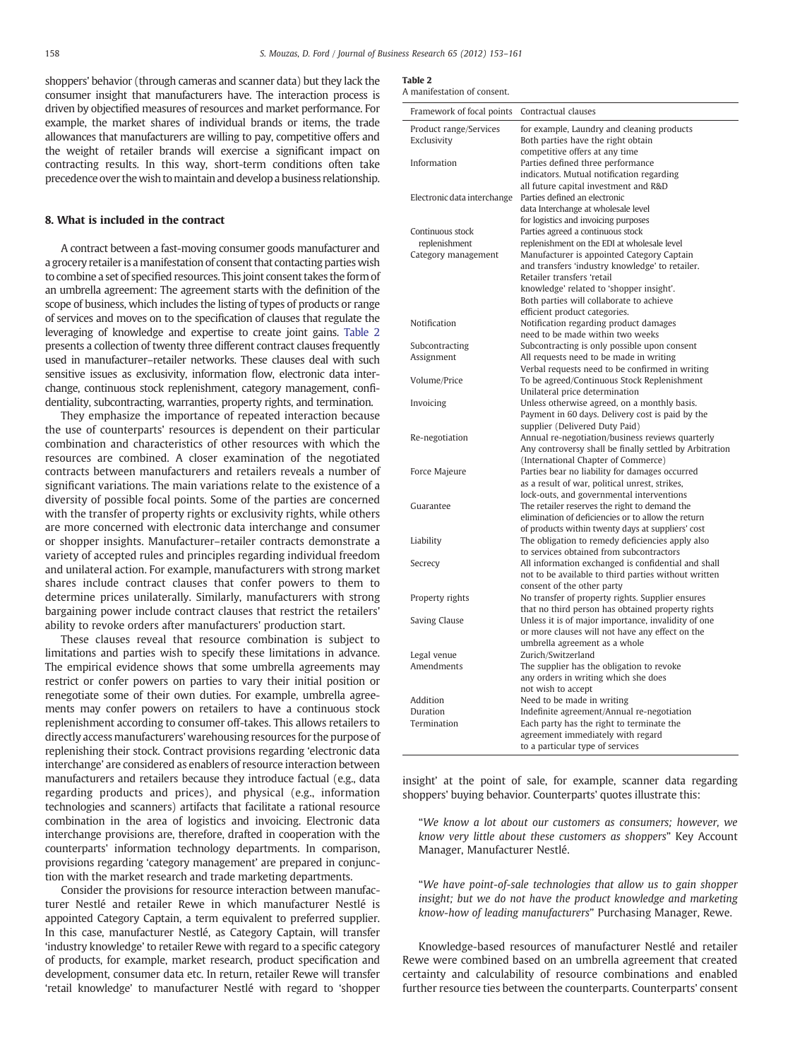shoppers' behavior (through cameras and scanner data) but they lack the consumer insight that manufacturers have. The interaction process is driven by objectified measures of resources and market performance. For example, the market shares of individual brands or items, the trade allowances that manufacturers are willing to pay, competitive offers and the weight of retailer brands will exercise a significant impact on contracting results. In this way, short-term conditions often take precedence over the wish to maintain and develop a business relationship.

## 8. What is included in the contract

A contract between a fast-moving consumer goods manufacturer and a grocery retailer is a manifestation of consent that contacting parties wish to combine a set of specified resources. This joint consent takes the form of an umbrella agreement: The agreement starts with the definition of the scope of business, which includes the listing of types of products or range of services and moves on to the specification of clauses that regulate the leveraging of knowledge and expertise to create joint gains. Table 2 presents a collection of twenty three different contract clauses frequently used in manufacturer–retailer networks. These clauses deal with such sensitive issues as exclusivity, information flow, electronic data interchange, continuous stock replenishment, category management, confidentiality, subcontracting, warranties, property rights, and termination.

They emphasize the importance of repeated interaction because the use of counterparts' resources is dependent on their particular combination and characteristics of other resources with which the resources are combined. A closer examination of the negotiated contracts between manufacturers and retailers reveals a number of significant variations. The main variations relate to the existence of a diversity of possible focal points. Some of the parties are concerned with the transfer of property rights or exclusivity rights, while others are more concerned with electronic data interchange and consumer or shopper insights. Manufacturer–retailer contracts demonstrate a variety of accepted rules and principles regarding individual freedom and unilateral action. For example, manufacturers with strong market shares include contract clauses that confer powers to them to determine prices unilaterally. Similarly, manufacturers with strong bargaining power include contract clauses that restrict the retailers' ability to revoke orders after manufacturers' production start.

These clauses reveal that resource combination is subject to limitations and parties wish to specify these limitations in advance. The empirical evidence shows that some umbrella agreements may restrict or confer powers on parties to vary their initial position or renegotiate some of their own duties. For example, umbrella agreements may confer powers on retailers to have a continuous stock replenishment according to consumer off-takes. This allows retailers to directly access manufacturers' warehousing resources for the purpose of replenishing their stock. Contract provisions regarding 'electronic data interchange' are considered as enablers of resource interaction between manufacturers and retailers because they introduce factual (e.g., data regarding products and prices), and physical (e.g., information technologies and scanners) artifacts that facilitate a rational resource combination in the area of logistics and invoicing. Electronic data interchange provisions are, therefore, drafted in cooperation with the counterparts' information technology departments. In comparison, provisions regarding 'category management' are prepared in conjunction with the market research and trade marketing departments.

Consider the provisions for resource interaction between manufacturer Nestlé and retailer Rewe in which manufacturer Nestlé is appointed Category Captain, a term equivalent to preferred supplier. In this case, manufacturer Nestlé, as Category Captain, will transfer 'industry knowledge' to retailer Rewe with regard to a specific category of products, for example, market research, product specification and development, consumer data etc. In return, retailer Rewe will transfer 'retail knowledge' to manufacturer Nestlé with regard to 'shopper insight' at the point of sale, for example, scanner data regarding shoppers' buying behavior. Counterparts' quotes illustrate this:

"*We know a lot about our customers as consumers; however, we know very little about these customers as shoppers*" Key Account Manager, Manufacturer Nestlé.

"*We have point-of-sale technologies that allow us to gain shopper insight; but we do not have the product knowledge and marketing know-how of leading manufacturers*" Purchasing Manager, Rewe.

Knowledge-based resources of manufacturer Nestlé and retailer Rewe were combined based on an umbrella agreement that created certainty and calculability of resource combinations and enabled further resource ties between the counterparts. Counterparts' consent

**Table 2**
A manifestation of consent.

| Framework of focal points | Contractual clauses |
|---|---|
| Product range/Services | for example, Laundry and cleaning products |
| Exclusivity | Both parties have the right obtain competitive offers at any time |
| Information | Parties defined three performance indicators. Mutual notification regarding all future capital investment and R&D |
| Electronic data interchange | Parties defined an electronic data Interchange at wholesale level for logistics and invoicing purposes |
| Continuous stock replenishment | Parties agreed a continuous stock replenishment on the EDI at wholesale level |
| Category management | Manufacturer is appointed Category Captain and transfers 'industry knowledge' to retailer. Retailer transfers 'retail knowledge' related to 'shopper insight'. Both parties will collaborate to achieve efficient product categories. |
| Notification | Notification regarding product damages need to be made within two weeks |
| Subcontracting | Subcontracting is only possible upon consent |
| Assignment | All requests need to be made in writing Verbal requests need to be confirmed in writing |
| Volume/Price | To be agreed/Continuous Stock Replenishment Unilateral price determination |
| Invoicing | Unless otherwise agreed, on a monthly basis. Payment in 60 days. Delivery cost is paid by the supplier (Delivered Duty Paid) |
| Re-negotiation | Annual re-negotiation/business reviews quarterly Any controversy shall be finally settled by Arbitration (International Chapter of Commerce) |
| Force Majeure | Parties bear no liability for damages occurred as a result of war, political unrest, strikes, lock-outs, and governmental interventions |
| Guarantee | The retailer reserves the right to demand the elimination of deficiencies or to allow the return of products within twenty days at suppliers' cost |
| Liability | The obligation to remedy deficiencies apply also to services obtained from subcontractors |
| Secrecy | All information exchanged is confidential and shall not to be available to third parties without written consent of the other party |
| Property rights | No transfer of property rights. Supplier ensures that no third person has obtained property rights |
| Saving Clause | Unless it is of major importance, invalidity of one or more clauses will not have any effect on the umbrella agreement as a whole |
| Legal venue | Zurich/Switzerland |
| Amendments | The supplier has the obligation to revoke any orders in writing which she does not wish to accept |
| Addition | Need to be made in writing |
| Duration | Indefinite agreement/Annual re-negotiation |
| Termination | Each party has the right to terminate the agreement immediately with regard to a particular type of services |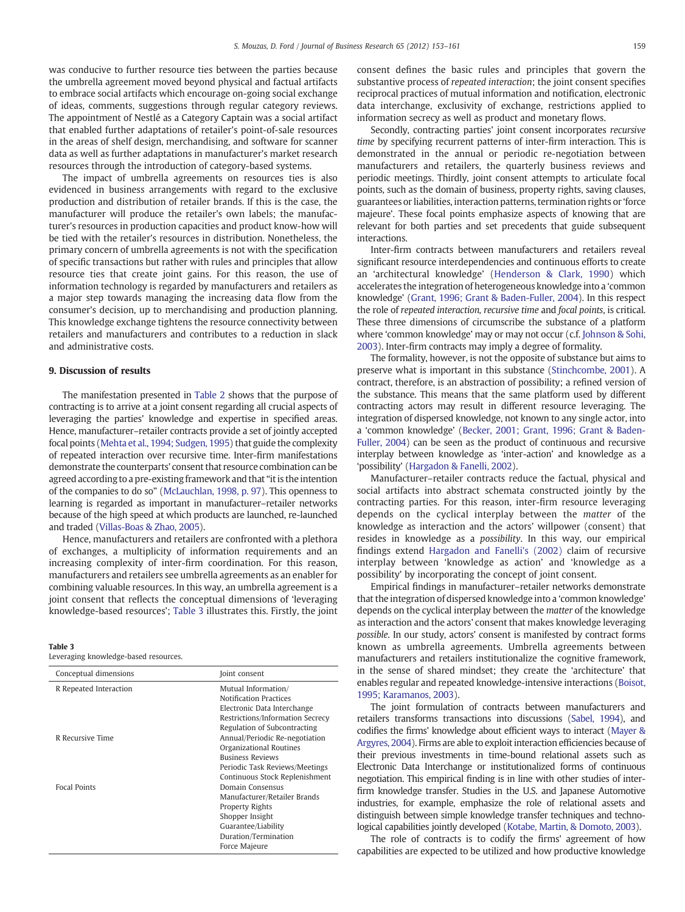was conducive to further resource ties between the parties because the umbrella agreement moved beyond physical and factual artifacts to embrace social artifacts which encourage on-going social exchange of ideas, comments, suggestions through regular category reviews. The appointment of Nestlé as a Category Captain was a social artifact that enabled further adaptations of retailer's point-of-sale resources in the areas of shelf design, merchandising, and software for scanner data as well as further adaptations in manufacturer's market research resources through the introduction of category-based systems.

The impact of umbrella agreements on resources ties is also evidenced in business arrangements with regard to the exclusive production and distribution of retailer brands. If this is the case, the manufacturer will produce the retailer's own labels; the manufacturer's resources in production capacities and product know-how will be tied with the retailer's resources in distribution. Nonetheless, the primary concern of umbrella agreements is not with the specification of specific transactions but rather with rules and principles that allow resource ties that create joint gains. For this reason, the use of information technology is regarded by manufacturers and retailers as a major step towards managing the increasing data flow from the consumer's decision, up to merchandising and production planning. This knowledge exchange tightens the resource connectivity between retailers and manufacturers and contributes to a reduction in slack and administrative costs.

## 9. Discussion of results

The manifestation presented in Table 2 shows that the purpose of contracting is to arrive at a joint consent regarding all crucial aspects of leveraging the parties' knowledge and expertise in specified areas. Hence, manufacturer–retailer contracts provide a set of jointly accepted focal points (Mehta et al., 1994; Sudgen, 1995) that guide the complexity of repeated interaction over recursive time. Inter-firm manifestations demonstrate the counterparts' consent that resource combination can be agreed according to a pre-existing framework and that "it is the intention of the companies to do so" (McLauchlan, 1998, p. 97). This openness to learning is regarded as important in manufacturer–retailer networks because of the high speed at which products are launched, re-launched and traded (Villas-Boas & Zhao, 2005).

Hence, manufacturers and retailers are confronted with a plethora of exchanges, a multiplicity of information requirements and an increasing complexity of inter-firm coordination. For this reason, manufacturers and retailers see umbrella agreements as an enabler for combining valuable resources. In this way, an umbrella agreement is a joint consent that reflects the conceptual dimensions of 'leveraging knowledge-based resources'; Table 3 illustrates this. Firstly, the joint consent defines the basic rules and principles that govern the substantive process of *repeated interaction*; the joint consent specifies reciprocal practices of mutual information and notification, electronic data interchange, exclusivity of exchange, restrictions applied to information secrecy as well as product and monetary flows.

Secondly, contracting parties' joint consent incorporates *recursive time* by specifying recurrent patterns of inter-firm interaction. This is demonstrated in the annual or periodic re-negotiation between manufacturers and retailers, the quarterly business reviews and periodic meetings. Thirdly, joint consent attempts to articulate focal points, such as the domain of business, property rights, saving clauses, guarantees or liabilities, interaction patterns, termination rights or 'force majeure'. These focal points emphasize aspects of knowing that are relevant for both parties and set precedents that guide subsequent interactions.

Table 3
Leveraging knowledge-based resources.

| Conceptual dimensions | Joint consent |
|---|---|
| R Repeated Interaction | Mutual Information/ Notification Practices |
| | Electronic Data Interchange |
| | Restrictions/Information Secrecy |
| | Regulation of Subcontracting |
| R Recursive Time | Annual/Periodic Re-negotiation |
| | Organizational Routines |
| | Business Reviews |
| | Periodic Task Reviews/Meetings |
| | Continuous Stock Replenishment |
| Focal Points | Domain Consensus |
| | Manufacturer/Retailer Brands |
| | Property Rights |
| | Shopper Insight |
| | Guarantee/Liability |
| | Duration/Termination |
| | Force Majeure |

Inter-firm contracts between manufacturers and retailers reveal significant resource interdependencies and continuous efforts to create an 'architectural knowledge' (Henderson & Clark, 1990) which accelerates the integration of heterogeneous knowledge into a 'common knowledge' (Grant, 1996; Grant & Baden-Fuller, 2004). In this respect the role of *repeated interaction, recursive time* and *focal points*, is critical. These three dimensions of circumscribe the substance of a platform where 'common knowledge' may or may not occur (c.f. Johnson & Sohi, 2003). Inter-firm contracts may imply a degree of formality.

The formality, however, is not the opposite of substance but aims to preserve what is important in this substance (Stinchcombe, 2001). A contract, therefore, is an abstraction of possibility; a refined version of the substance. This means that the same platform used by different contracting actors may result in different resource leveraging. The integration of dispersed knowledge, not known to any single actor, into a 'common knowledge' (Becker, 2001; Grant, 1996; Grant & Baden-Fuller, 2004) can be seen as the product of continuous and recursive interplay between knowledge as 'inter-action' and knowledge as a 'possibility' (Hargadon & Fanelli, 2002).

Manufacturer–retailer contracts reduce the factual, physical and social artifacts into abstract schemata constructed jointly by the contracting parties. For this reason, inter-firm resource leveraging depends on the cyclical interplay between the *matter* of the knowledge as interaction and the actors' willpower (consent) that resides in knowledge as a *possibility*. In this way, our empirical findings extend Hargadon and Fanelli's (2002) claim of recursive interplay between 'knowledge as action' and 'knowledge as a possibility' by incorporating the concept of joint consent.

Empirical findings in manufacturer–retailer networks demonstrate that the integration of dispersed knowledge into a 'common knowledge' depends on the cyclical interplay between the *matter* of the knowledge as interaction and the actors' consent that makes knowledge leveraging *possible*. In our study, actors' consent is manifested by contract forms known as umbrella agreements. Umbrella agreements between manufacturers and retailers institutionalize the cognitive framework, in the sense of shared mindset; they create the 'architecture' that enables regular and repeated knowledge-intensive interactions (Boisot, 1995; Karamanos, 2003).

The joint formulation of contracts between manufacturers and retailers transforms transactions into discussions (Sabel, 1994), and codifies the firms' knowledge about efficient ways to interact (Mayer & Argyres, 2004). Firms are able to exploit interaction efficiencies because of their previous investments in time-bound relational assets such as Electronic Data Interchange or institutionalized forms of continuous negotiation. This empirical finding is in line with other studies of inter-firm knowledge transfer. Studies in the U.S. and Japanese Automotive industries, for example, emphasize the role of relational assets and distinguish between simple knowledge transfer techniques and technological capabilities jointly developed (Kotabe, Martin, & Domoto, 2003).

The role of contracts is to codify the firms' agreement of how capabilities are expected to be utilized and how productive knowledge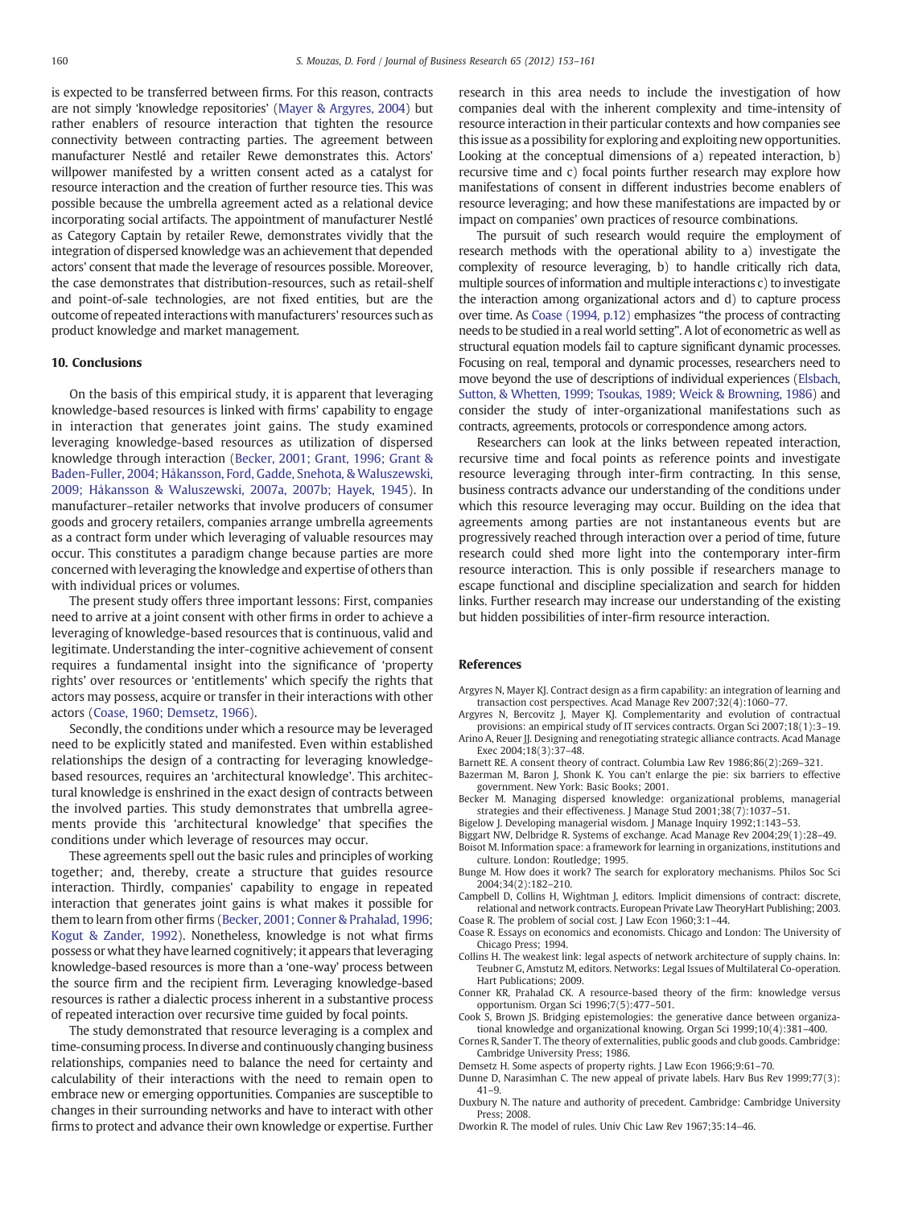is expected to be transferred between firms. For this reason, contracts are not simply 'knowledge repositories' (Mayer & Argyres, 2004) but rather enablers of resource interaction that tighten the resource connectivity between contracting parties. The agreement between manufacturer Nestlé and retailer Rewe demonstrates this. Actors' willpower manifested by a written consent acted as a catalyst for resource interaction and the creation of further resource ties. This was possible because the umbrella agreement acted as a relational device incorporating social artifacts. The appointment of manufacturer Nestlé as Category Captain by retailer Rewe, demonstrates vividly that the integration of dispersed knowledge was an achievement that depended actors' consent that made the leverage of resources possible. Moreover, the case demonstrates that distribution-resources, such as retail-shelf and point-of-sale technologies, are not fixed entities, but are the outcome of repeated interactions with manufacturers' resources such as product knowledge and market management.

## 10. Conclusions

On the basis of this empirical study, it is apparent that leveraging knowledge-based resources is linked with firms' capability to engage in interaction that generates joint gains. The study examined leveraging knowledge-based resources as utilization of dispersed knowledge through interaction (Becker, 2001; Grant, 1996; Grant & Baden-Fuller, 2004; Håkansson, Ford, Gadde, Snehota, & Waluszewski, 2009; Håkansson & Waluszewski, 2007a, 2007b; Hayek, 1945). In manufacturer–retailer networks that involve producers of consumer goods and grocery retailers, companies arrange umbrella agreements as a contract form under which leveraging of valuable resources may occur. This constitutes a paradigm change because parties are more concerned with leveraging the knowledge and expertise of others than with individual prices or volumes.

The present study offers three important lessons: First, companies need to arrive at a joint consent with other firms in order to achieve a leveraging of knowledge-based resources that is continuous, valid and legitimate. Understanding the inter-cognitive achievement of consent requires a fundamental insight into the significance of 'property rights' over resources or 'entitlements' which specify the rights that actors may possess, acquire or transfer in their interactions with other actors (Coase, 1960; Demsetz, 1966).

Secondly, the conditions under which a resource may be leveraged need to be explicitly stated and manifested. Even within established relationships the design of a contracting for leveraging knowledge-based resources, requires an 'architectural knowledge'. This architectural knowledge is enshrined in the exact design of contracts between the involved parties. This study demonstrates that umbrella agreements provide this 'architectural knowledge' that specifies the conditions under which leverage of resources may occur.

These agreements spell out the basic rules and principles of working together; and, thereby, create a structure that guides resource interaction. Thirdly, companies' capability to engage in repeated interaction that generates joint gains is what makes it possible for them to learn from other firms (Becker, 2001; Conner & Prahalad, 1996; Kogut & Zander, 1992). Nonetheless, knowledge is not what firms possess or what they have learned cognitively; it appears that leveraging knowledge-based resources is more than a 'one-way' process between the source firm and the recipient firm. Leveraging knowledge-based resources is rather a dialectic process inherent in a substantive process of repeated interaction over recursive time guided by focal points.

The study demonstrated that resource leveraging is a complex and time-consuming process. In diverse and continuously changing business relationships, companies need to balance the need for certainty and calculability of their interactions with the need to remain open to embrace new or emerging opportunities. Companies are susceptible to changes in their surrounding networks and have to interact with other firms to protect and advance their own knowledge or expertise. Further research in this area needs to include the investigation of how companies deal with the inherent complexity and time-intensity of resource interaction in their particular contexts and how companies see this issue as a possibility for exploring and exploiting new opportunities. Looking at the conceptual dimensions of a) repeated interaction, b) recursive time and c) focal points further research may explore how manifestations of consent in different industries become enablers of resource leveraging; and how these manifestations are impacted by or impact on companies' own practices of resource combinations.

The pursuit of such research would require the employment of research methods with the operational ability to a) investigate the complexity of resource leveraging, b) to handle critically rich data, multiple sources of information and multiple interactions c) to investigate the interaction among organizational actors and d) to capture process over time. As Coase (1994, p.12) emphasizes "the process of contracting needs to be studied in a real world setting". A lot of econometric as well as structural equation models fail to capture significant dynamic processes. Focusing on real, temporal and dynamic processes, researchers need to move beyond the use of descriptions of individual experiences (Elsbach, Sutton, & Whetten, 1999; Tsoukas, 1989; Weick & Browning, 1986) and consider the study of inter-organizational manifestations such as contracts, agreements, protocols or correspondence among actors.

Researchers can look at the links between repeated interaction, recursive time and focal points as reference points and investigate resource leveraging through inter-firm contracting. In this sense, business contracts advance our understanding of the conditions under which this resource leveraging may occur. Building on the idea that agreements among parties are not instantaneous events but are progressively reached through interaction over a period of time, future research could shed more light into the contemporary inter-firm resource interaction. This is only possible if researchers manage to escape functional and discipline specialization and search for hidden links. Further research may increase our understanding of the existing but hidden possibilities of inter-firm resource interaction.

## References

- Argyres N, Mayer KJ. Contract design as a firm capability: an integration of learning and transaction cost perspectives. Acad Manage Rev 2007;32(4):1060–77.
- Argyres N, Bercovitz J, Mayer KJ. Complementarity and evolution of contractual provisions: an empirical study of IT services contracts. Organ Sci 2007;18(1):3–19.
- Arino A, Reuer JJ. Designing and renegotiating strategic alliance contracts. Acad Manage Exec 2004;18(3):37–48.
- Barnett RE. A consent theory of contract. Columbia Law Rev 1986;86(2):269–321.
- Bazerman M, Baron J, Shonk K. You can't enlarge the pie: six barriers to effective government. New York: Basic Books; 2001.
- Becker M. Managing dispersed knowledge: organizational problems, managerial strategies and their effectiveness. J Manage Stud 2001;38(7):1037–51.
- Bigelow J. Developing managerial wisdom. J Manage Inquiry 1992;1:143–53.
- Biggart NW, Delbridge R. Systems of exchange. Acad Manage Rev 2004;29(1):28–49.
- Boisot M. Information space: a framework for learning in organizations, institutions and culture. London: Routledge; 1995.
- Bunge M. How does it work? The search for exploratory mechanisms. Philos Soc Sci 2004;34(2):182–210.
- Campbell D, Collins H, Wightman J, editors. Implicit dimensions of contract: discrete, relational and network contracts. European Private Law TheoryHart Publishing; 2003.
- Coase R. The problem of social cost. J Law Econ 1960;3:1–44.
- Coase R. Essays on economics and economists. Chicago and London: The University of Chicago Press; 1994.
- Collins H. The weakest link: legal aspects of network architecture of supply chains. In: Teubner G, Amstutz M, editors. Networks: Legal Issues of Multilateral Co-operation. Hart Publications; 2009.
- Conner KR, Prahalad CK. A resource-based theory of the firm: knowledge versus opportunism. Organ Sci 1996;7(5):477–501.
- Cook S, Brown JS. Bridging epistemologies: the generative dance between organizational knowledge and organizational knowing. Organ Sci 1999;10(4):381–400.
- Cornes R, Sander T. The theory of externalities, public goods and club goods. Cambridge: Cambridge University Press; 1986.
- Demsetz H. Some aspects of property rights. J Law Econ 1966;9:61–70.
- Dunne D, Narasimhan C. The new appeal of private labels. Harv Bus Rev 1999;77(3): 41–9.
- Duxbury N. The nature and authority of precedent. Cambridge: Cambridge University Press; 2008.
- Dworkin R. The model of rules. Univ Chic Law Rev 1967;35:14–46.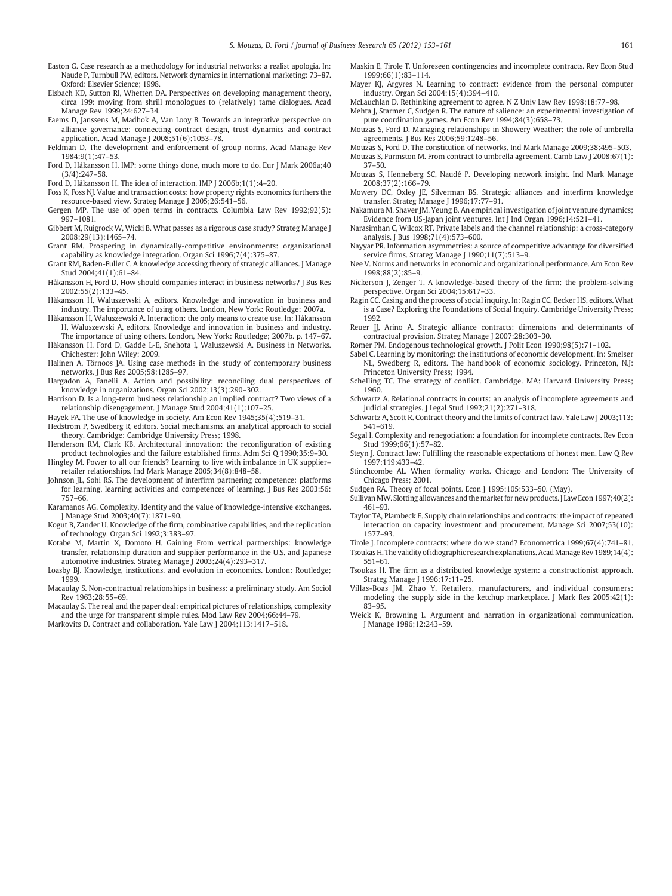Easton G. Case research as a methodology for industrial networks: a realist apologia. In: Naude P, Turnbull PW, editors. Network dynamics in international marketing: 73–87. Oxford: Elsevier Science; 1998.

Elsbach KD, Sutton RI, Whetten DA. Perspectives on developing management theory, circa 199: moving from shrill monologues to (relatively) tame dialogues. Acad Manage Rev 1999;24:627–34.

Faems D, Janssens M, Madhok A, Van Looy B. Towards an integrative perspective on alliance governance: connecting contract design, trust dynamics and contract application. Acad Manage J 2008;51(6):1053–78.

Feldman D. The development and enforcement of group norms. Acad Manage Rev 1984;9(1):47–53.

Ford D, Håkansson H. IMP: some things done, much more to do. Eur J Mark 2006a;40(3/4):247–58.

Ford D, Håkansson H. The idea of interaction. IMP J 2006b;1(1):4–20.

Foss K, Foss NJ. Value and transaction costs: how property rights economics furthers the resource-based view. Strateg Manage J 2005;26:541–56.

Gergen MP. The use of open terms in contracts. Columbia Law Rev 1992;92(5):997–1081.

Gibbert M, Ruigrock W, Wicki B. What passes as a rigorous case study? Strateg Manage J 2008;29(13):1465–74.

Grant RM. Prospering in dynamically-competitive environments: organizational capability as knowledge integration. Organ Sci 1996;7(4):375–87.

Grant RM, Baden-Fuller C. A knowledge accessing theory of strategic alliances. J Manage Stud 2004;41(1):61–84.

Håkansson H, Ford D. How should companies interact in business networks? J Bus Res 2002;55(2):133–45.

Håkansson H, Waluszewski A, editors. Knowledge and innovation in business and industry. The importance of using others. London, New York: Routledge; 2007a.

Håkansson H, Waluszewski A. Interaction: the only means to create use. In: Håkansson H, Waluszewski A, editors. Knowledge and innovation in business and industry. The importance of using others. London, New York: Routledge; 2007b. p. 147–67.

Håkansson H, Ford D, Gadde L-E, Snehota I, Waluszewski A. Business in Networks. Chichester: John Wiley; 2009.

Halinen A, Törnoos JA. Using case methods in the study of contemporary business networks. J Bus Res 2005;58:1285–97.

Hargadon A, Fanelli A. Action and possibility: reconciling dual perspectives of knowledge in organizations. Organ Sci 2002;13(3):290–302.

Harrison D. Is a long-term business relationship an implied contract? Two views of a relationship disengagement. J Manage Stud 2004;41(1):107–25.

Hayek FA. The use of knowledge in society. Am Econ Rev 1945;35(4):519–31.

Hedstrom P, Swedberg R, editors. Social mechanisms. an analytical approach to social theory. Cambridge: Cambridge University Press; 1998.

Henderson RM, Clark KB. Architectural innovation: the reconfiguration of existing product technologies and the failure established firms. Adm Sci Q 1990;35:9–30.

Hingley M. Power to all our friends? Learning to live with imbalance in UK supplier–retailer relationships. Ind Mark Manage 2005;34(8):848–58.

Johnson JL, Sohi RS. The development of interfirm partnering competence: platforms for learning, learning activities and competences of learning. J Bus Res 2003;56:757–66.

Karamanos AG. Complexity, Identity and the value of knowledge-intensive exchanges. J Manage Stud 2003;40(7):1871–90.

Kogut B, Zander U. Knowledge of the firm, combinative capabilities, and the replication of technology. Organ Sci 1992;3:383–97.

Kotabe M, Martin X, Domoto H. Gaining From vertical partnerships: knowledge transfer, relationship duration and supplier performance in the U.S. and Japanese automotive industries. Strateg Manage J 2003;24(4):293–317.

Loasby BJ. Knowledge, institutions, and evolution in economics. London: Routledge; 1999.

Macaulay S. Non-contractual relationships in business: a preliminary study. Am Sociol Rev 1963;28:55–69.

Macaulay S. The real and the paper deal: empirical pictures of relationships, complexity and the urge for transparent simple rules. Mod Law Rev 2004;66:44–79.

Markovits D. Contract and collaboration. Yale Law J 2004;113:1417–518.

Maskin E, Tirole T. Unforeseen contingencies and incomplete contracts. Rev Econ Stud 1999;66(1):83–114.

Mayer KJ, Argyres N. Learning to contract: evidence from the personal computer industry. Organ Sci 2004;15(4):394–410.

McLauchlan D. Rethinking agreement to agree. N Z Univ Law Rev 1998;18:77–98.

Mehta J, Starmer C, Sudgen R. The nature of salience: an experimental investigation of pure coordination games. Am Econ Rev 1994;84(3):658–73.

Mouzas S, Ford D. Managing relationships in Showery Weather: the role of umbrella agreements. J Bus Res 2006;59:1248–56.

Mouzas S, Ford D. The constitution of networks. Ind Mark Manage 2009;38:495–503.

Mouzas S, Furmston M. From contract to umbrella agreement. Camb Law J 2008;67(1):37–50.

Mouzas S, Henneberg SC, Naudé P. Developing network insight. Ind Mark Manage 2008;37(2):166–79.

Mowery DC, Oxley JE, Silverman BS. Strategic alliances and interfirm knowledge transfer. Strateg Manage J 1996;17:77–91.

Nakamura M, Shaver JM, Yeung B. An empirical investigation of joint venture dynamics; Evidence from US-Japan joint ventures. Int J Ind Organ 1996;14:521–41.

Narasimhan C, Wilcox RT. Private labels and the channel relationship: a cross-category analysis. J Bus 1998;71(4):573–600.

Nayyar PR. Information asymmetries: a source of competitive advantage for diversified service firms. Strateg Manage J 1990;11(7):513–9.

Nee V. Norms and networks in economic and organizational performance. Am Econ Rev 1998;88(2):85–9.

Nickerson J, Zenger T. A knowledge-based theory of the firm: the problem-solving perspective. Organ Sci 2004;15:617–33.

Ragin CC. Casing and the process of social inquiry. In: Ragin CC, Becker HS, editors. What is a Case? Exploring the Foundations of Social Inquiry. Cambridge University Press; 1992.

Reuer JJ, Arino A. Strategic alliance contracts: dimensions and determinants of contractual provision. Strateg Manage J 2007;28:303–30.

Romer PM. Endogenous technological growth. J Polit Econ 1990;98(5):71–102.

Sabel C. Learning by monitoring: the institutions of economic development. In: Smelser NL, Swedberg R, editors. The handbook of economic sociology. Princeton, N.J: Princeton University Press; 1994.

Schelling TC. The strategy of conflict. Cambridge. MA: Harvard University Press; 1960.

Schwartz A. Relational contracts in courts: an analysis of incomplete agreements and judicial strategies. J Legal Stud 1992;21(2):271–318.

Schwartz A, Scott R. Contract theory and the limits of contract law. Yale Law J 2003;113:541–619.

Segal I. Complexity and renegotiation: a foundation for incomplete contracts. Rev Econ Stud 1999;66(1):57–82.

Steyn J. Contract law: Fulfilling the reasonable expectations of honest men. Law Q Rev 1997;119:433–42.

Stinchcombe AL. When formality works. Chicago and London: The University of Chicago Press; 2001.

Sudgen RA. Theory of focal points. Econ J 1995;105:533–50. (May).

Sullivan MW. Slotting allowances and the market for new products. J Law Econ 1997;40(2):461–93.

Taylor TA, Plambeck E. Supply chain relationships and contracts: the impact of repeated interaction on capacity investment and procurement. Manage Sci 2007;53(10):1577–93.

Tirole J. Incomplete contracts: where do we stand? Econometrica 1999;67(4):741–81.

Tsoukas H. The validity of idiographic research explanations. Acad Manage Rev 1989;14(4):551–61.

Tsoukas H. The firm as a distributed knowledge system: a constructionist approach. Strateg Manage J 1996;17:11–25.

Villas-Boas JM, Zhao Y. Retailers, manufacturers, and individual consumers: modeling the supply side in the ketchup marketplace. J Mark Res 2005;42(1):83–95.

Weick K, Browning L. Argument and narration in organizational communication. J Manage 1986;12:243–59.